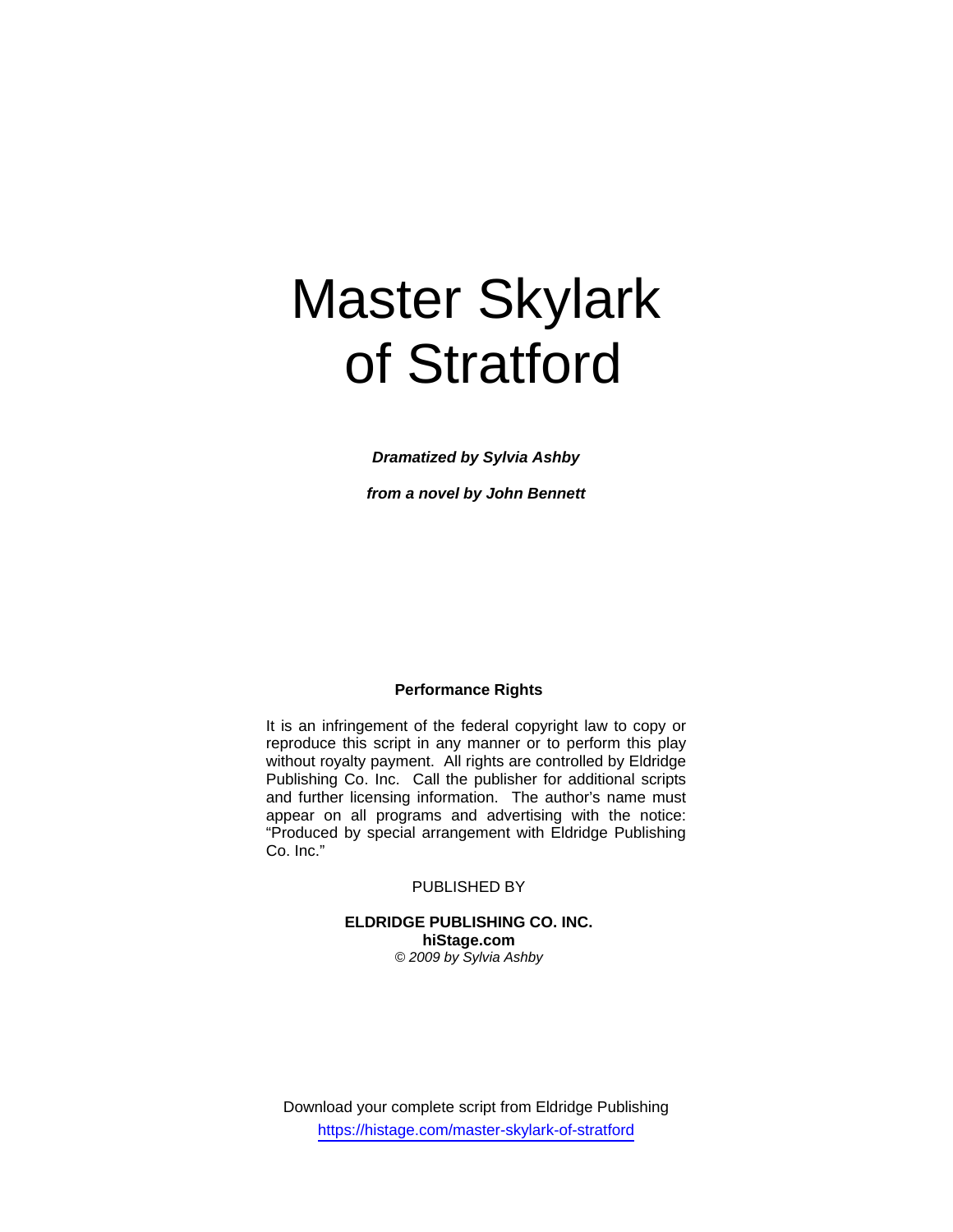# Master Skylark of Stratford

***Dramatized by Sylvia Ashby***

***from a novel by John Bennett***

**Performance Rights**

It is an infringement of the federal copyright law to copy or reproduce this script in any manner or to perform this play without royalty payment. All rights are controlled by Eldridge Publishing Co. Inc. Call the publisher for additional scripts and further licensing information. The author's name must appear on all programs and advertising with the notice: "Produced by special arrangement with Eldridge Publishing Co. Inc."

PUBLISHED BY

**ELDRIDGE PUBLISHING CO. INC.**
**hiStage.com**
*© 2009 by Sylvia Ashby*

Download your complete script from Eldridge Publishing
https://histage.com/master-skylark-of-stratford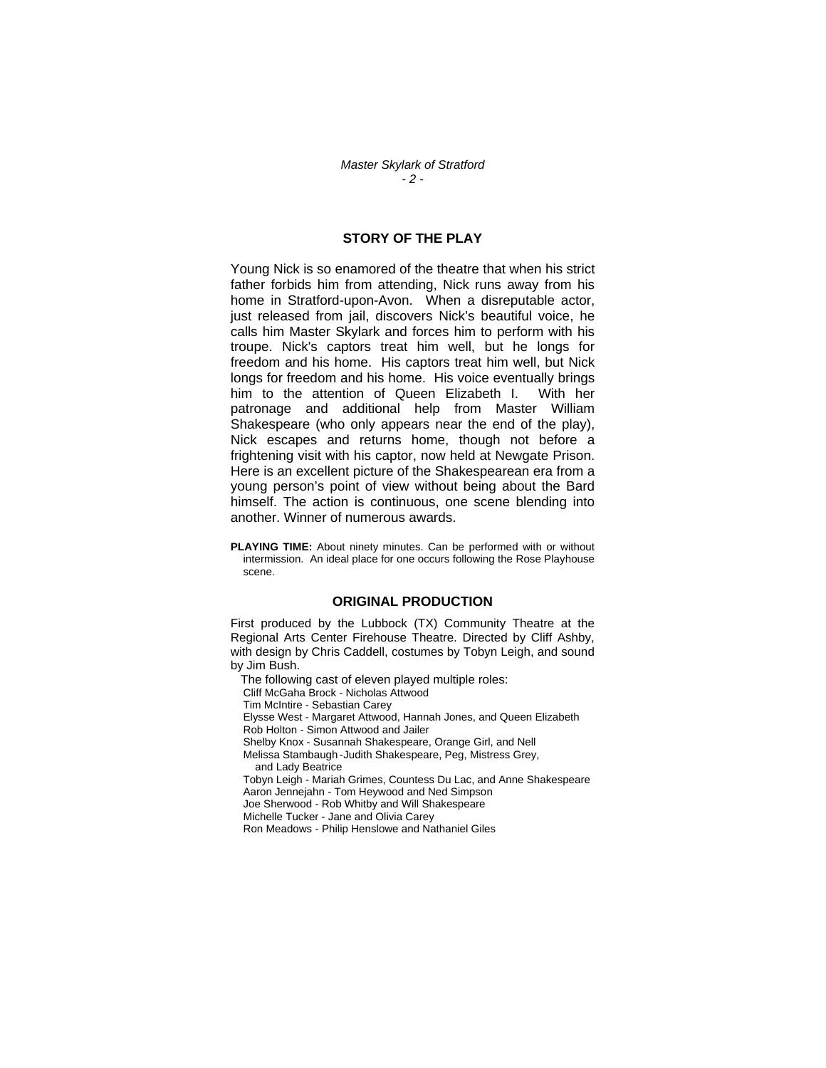## STORY OF THE PLAY

Young Nick is so enamored of the theatre that when his strict father forbids him from attending, Nick runs away from his home in Stratford-upon-Avon. When a disreputable actor, just released from jail, discovers Nick's beautiful voice, he calls him Master Skylark and forces him to perform with his troupe. Nick's captors treat him well, but he longs for freedom and his home. His captors treat him well, but Nick longs for freedom and his home. His voice eventually brings him to the attention of Queen Elizabeth I. With her patronage and additional help from Master William Shakespeare (who only appears near the end of the play), Nick escapes and returns home, though not before a frightening visit with his captor, now held at Newgate Prison. Here is an excellent picture of the Shakespearean era from a young person's point of view without being about the Bard himself. The action is continuous, one scene blending into another. Winner of numerous awards.

**PLAYING TIME:** About ninety minutes. Can be performed with or without intermission. An ideal place for one occurs following the Rose Playhouse scene.

## ORIGINAL PRODUCTION

First produced by the Lubbock (TX) Community Theatre at the Regional Arts Center Firehouse Theatre. Directed by Cliff Ashby, with design by Chris Caddell, costumes by Tobyn Leigh, and sound by Jim Bush.

The following cast of eleven played multiple roles:

Cliff McGaha Brock - Nicholas Attwood
Tim McIntire - Sebastian Carey
Elysse West - Margaret Attwood, Hannah Jones, and Queen Elizabeth
Rob Holton - Simon Attwood and Jailer
Shelby Knox - Susannah Shakespeare, Orange Girl, and Nell
Melissa Stambaugh - Judith Shakespeare, Peg, Mistress Grey, and Lady Beatrice
Tobyn Leigh - Mariah Grimes, Countess Du Lac, and Anne Shakespeare
Aaron Jennejahn - Tom Heywood and Ned Simpson
Joe Sherwood - Rob Whitby and Will Shakespeare
Michelle Tucker - Jane and Olivia Carey
Ron Meadows - Philip Henslowe and Nathaniel Giles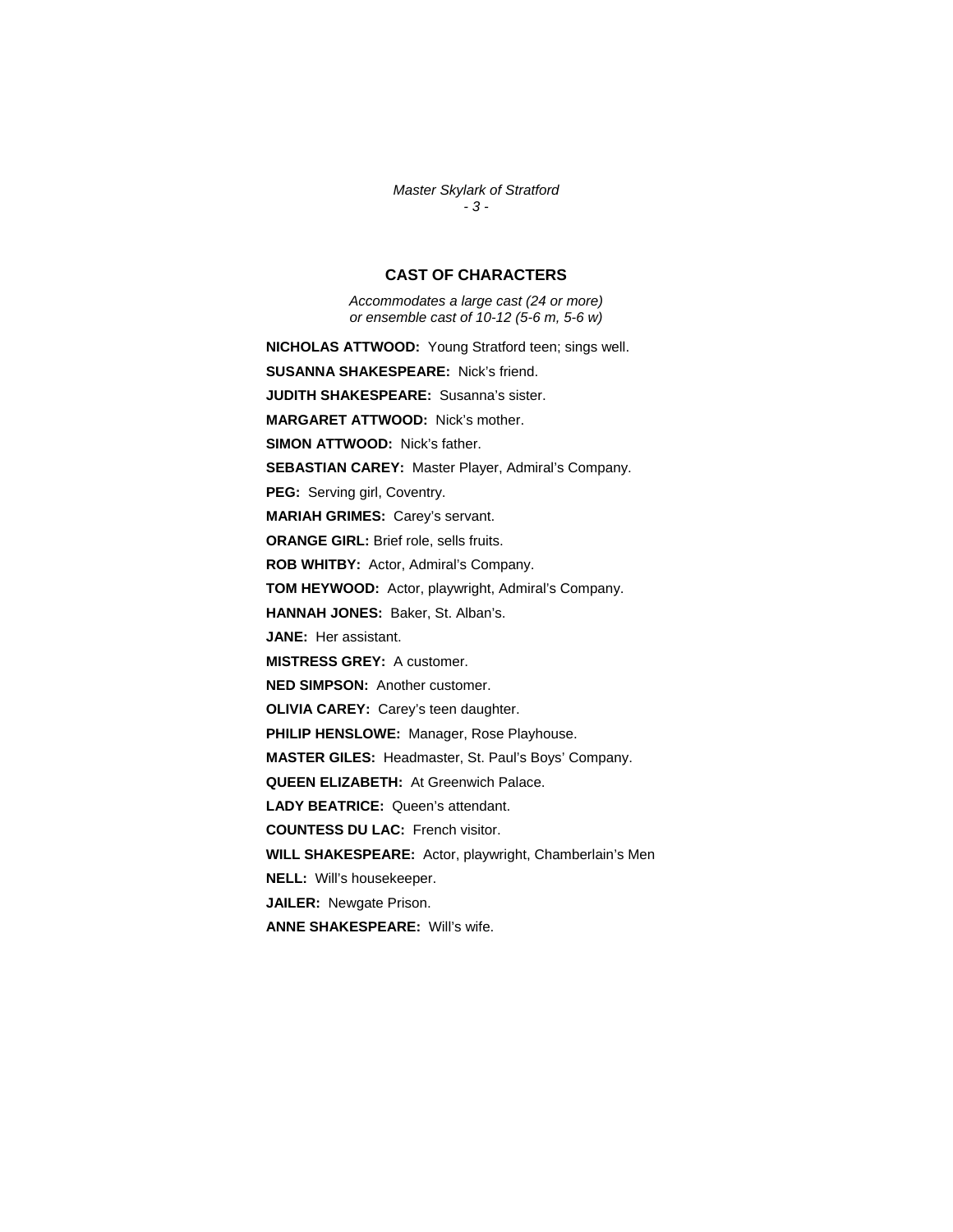## CAST OF CHARACTERS

*Accommodates a large cast (24 or more)*
*or ensemble cast of 10-12 (5-6 m, 5-6 w)*

**NICHOLAS ATTWOOD:** Young Stratford teen; sings well.

**SUSANNA SHAKESPEARE:** Nick's friend.

**JUDITH SHAKESPEARE:** Susanna's sister.

**MARGARET ATTWOOD:** Nick's mother.

**SIMON ATTWOOD:** Nick's father.

**SEBASTIAN CAREY:** Master Player, Admiral's Company.

**PEG:** Serving girl, Coventry.

**MARIAH GRIMES:** Carey's servant.

**ORANGE GIRL:** Brief role, sells fruits.

**ROB WHITBY:** Actor, Admiral's Company.

**TOM HEYWOOD:** Actor, playwright, Admiral's Company.

**HANNAH JONES:** Baker, St. Alban's.

**JANE:** Her assistant.

**MISTRESS GREY:** A customer.

**NED SIMPSON:** Another customer.

**OLIVIA CAREY:** Carey's teen daughter.

**PHILIP HENSLOWE:** Manager, Rose Playhouse.

**MASTER GILES:** Headmaster, St. Paul's Boys' Company.

**QUEEN ELIZABETH:** At Greenwich Palace.

**LADY BEATRICE:** Queen's attendant.

**COUNTESS DU LAC:** French visitor.

**WILL SHAKESPEARE:** Actor, playwright, Chamberlain's Men

**NELL:** Will's housekeeper.

**JAILER:** Newgate Prison.

**ANNE SHAKESPEARE:** Will's wife.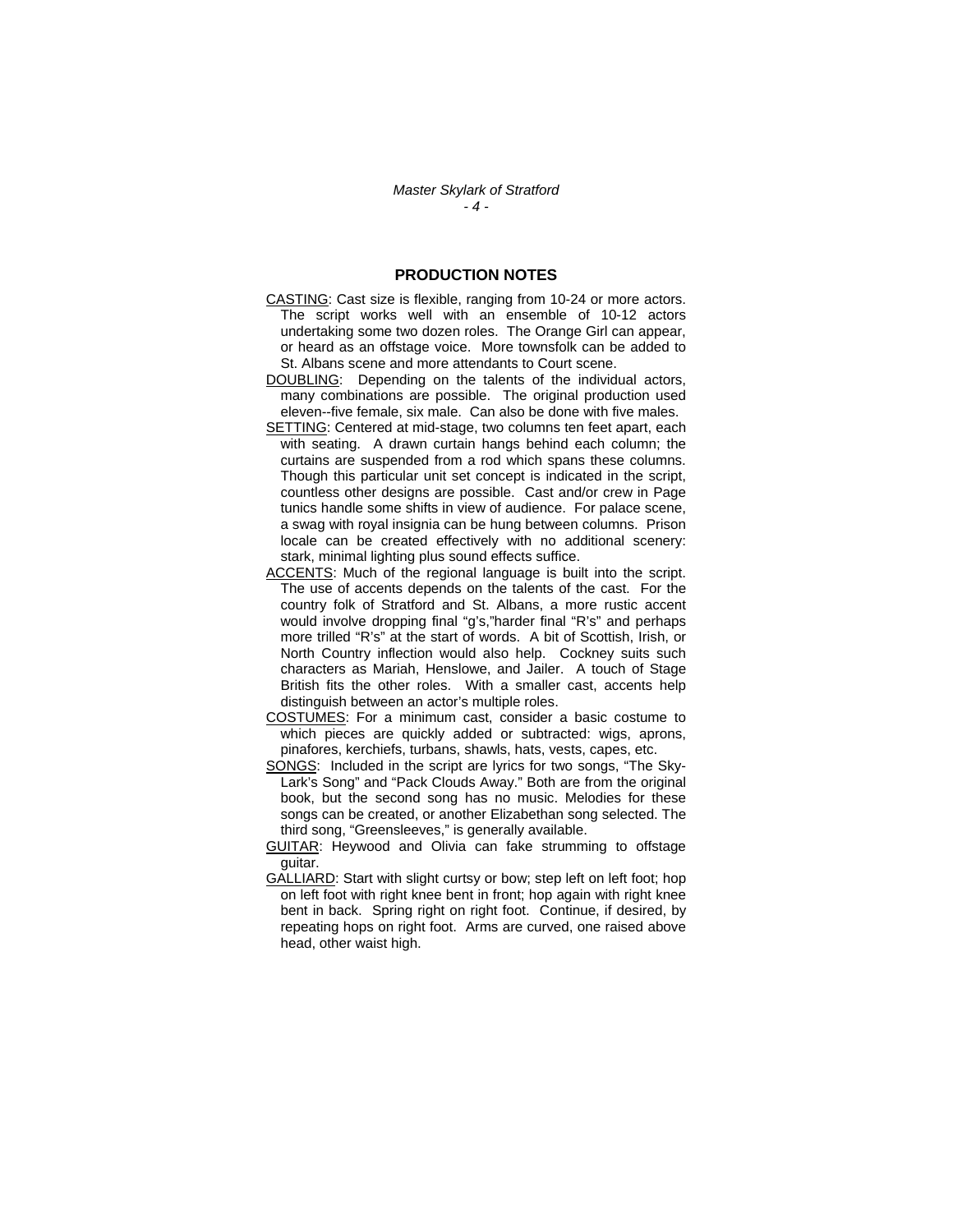## PRODUCTION NOTES

<u>CASTING</u>: Cast size is flexible, ranging from 10-24 or more actors. The script works well with an ensemble of 10-12 actors undertaking some two dozen roles. The Orange Girl can appear, or heard as an offstage voice. More townsfolk can be added to St. Albans scene and more attendants to Court scene.

<u>DOUBLING</u>: Depending on the talents of the individual actors, many combinations are possible. The original production used eleven--five female, six male. Can also be done with five males.

<u>SETTING</u>: Centered at mid-stage, two columns ten feet apart, each with seating. A drawn curtain hangs behind each column; the curtains are suspended from a rod which spans these columns. Though this particular unit set concept is indicated in the script, countless other designs are possible. Cast and/or crew in Page tunics handle some shifts in view of audience. For palace scene, a swag with royal insignia can be hung between columns. Prison locale can be created effectively with no additional scenery: stark, minimal lighting plus sound effects suffice.

<u>ACCENTS</u>: Much of the regional language is built into the script. The use of accents depends on the talents of the cast. For the country folk of Stratford and St. Albans, a more rustic accent would involve dropping final "g's,"harder final "R's" and perhaps more trilled "R's" at the start of words. A bit of Scottish, Irish, or North Country inflection would also help. Cockney suits such characters as Mariah, Henslowe, and Jailer. A touch of Stage British fits the other roles. With a smaller cast, accents help distinguish between an actor's multiple roles.

<u>COSTUMES</u>: For a minimum cast, consider a basic costume to which pieces are quickly added or subtracted: wigs, aprons, pinafores, kerchiefs, turbans, shawls, hats, vests, capes, etc.

<u>SONGS</u>: Included in the script are lyrics for two songs, "The Sky-Lark's Song" and "Pack Clouds Away." Both are from the original book, but the second song has no music. Melodies for these songs can be created, or another Elizabethan song selected. The third song, "Greensleeves," is generally available.

<u>GUITAR</u>: Heywood and Olivia can fake strumming to offstage guitar.

<u>GALLIARD</u>: Start with slight curtsy or bow; step left on left foot; hop on left foot with right knee bent in front; hop again with right knee bent in back. Spring right on right foot. Continue, if desired, by repeating hops on right foot. Arms are curved, one raised above head, other waist high.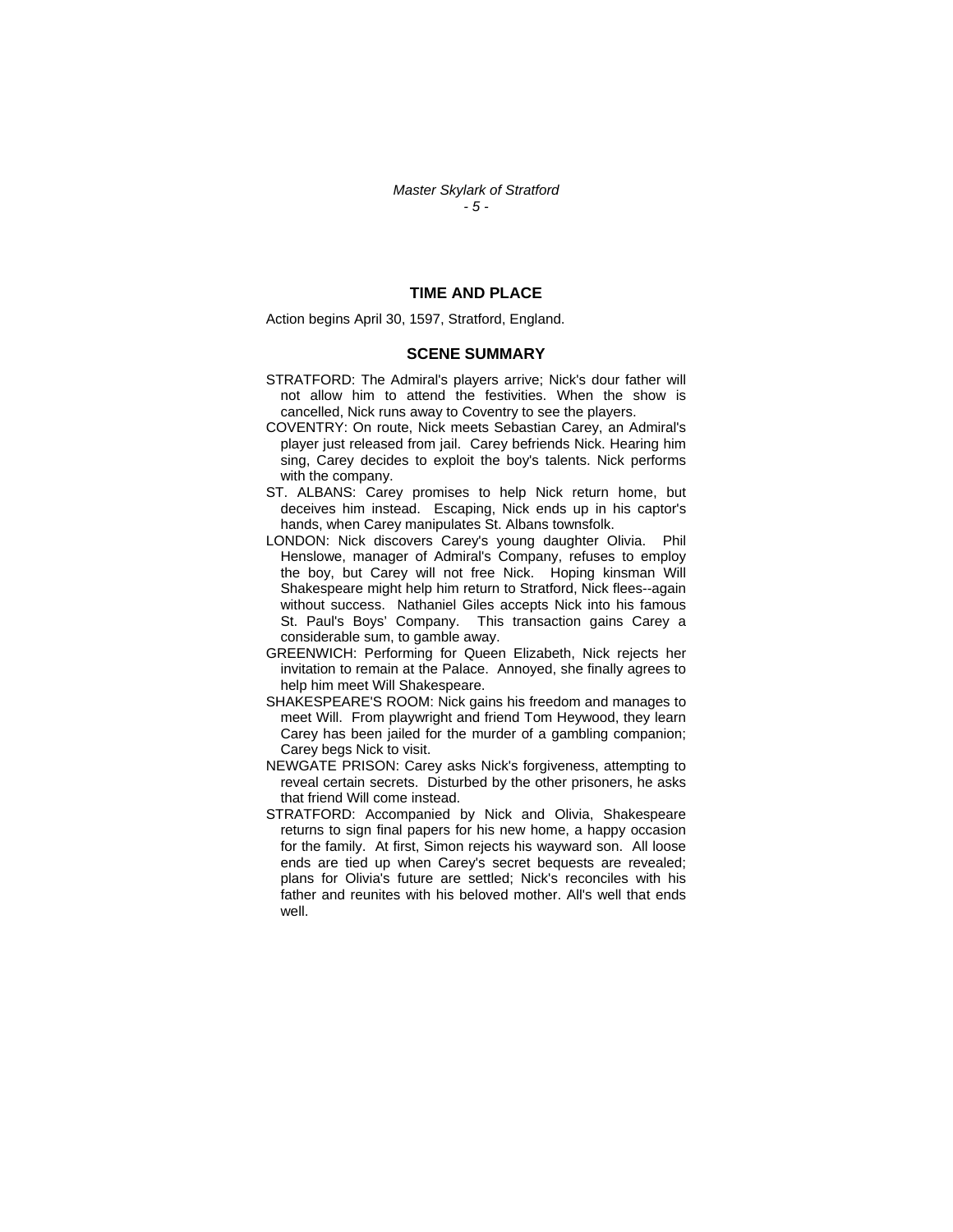## TIME AND PLACE

Action begins April 30, 1597, Stratford, England.

## SCENE SUMMARY

STRATFORD: The Admiral's players arrive; Nick's dour father will not allow him to attend the festivities. When the show is cancelled, Nick runs away to Coventry to see the players.

COVENTRY: On route, Nick meets Sebastian Carey, an Admiral's player just released from jail. Carey befriends Nick. Hearing him sing, Carey decides to exploit the boy's talents. Nick performs with the company.

ST. ALBANS: Carey promises to help Nick return home, but deceives him instead. Escaping, Nick ends up in his captor's hands, when Carey manipulates St. Albans townsfolk.

LONDON: Nick discovers Carey's young daughter Olivia. Phil Henslowe, manager of Admiral's Company, refuses to employ the boy, but Carey will not free Nick. Hoping kinsman Will Shakespeare might help him return to Stratford, Nick flees--again without success. Nathaniel Giles accepts Nick into his famous St. Paul's Boys' Company. This transaction gains Carey a considerable sum, to gamble away.

GREENWICH: Performing for Queen Elizabeth, Nick rejects her invitation to remain at the Palace. Annoyed, she finally agrees to help him meet Will Shakespeare.

SHAKESPEARE'S ROOM: Nick gains his freedom and manages to meet Will. From playwright and friend Tom Heywood, they learn Carey has been jailed for the murder of a gambling companion; Carey begs Nick to visit.

NEWGATE PRISON: Carey asks Nick's forgiveness, attempting to reveal certain secrets. Disturbed by the other prisoners, he asks that friend Will come instead.

STRATFORD: Accompanied by Nick and Olivia, Shakespeare returns to sign final papers for his new home, a happy occasion for the family. At first, Simon rejects his wayward son. All loose ends are tied up when Carey's secret bequests are revealed; plans for Olivia's future are settled; Nick's reconciles with his father and reunites with his beloved mother. All's well that ends well.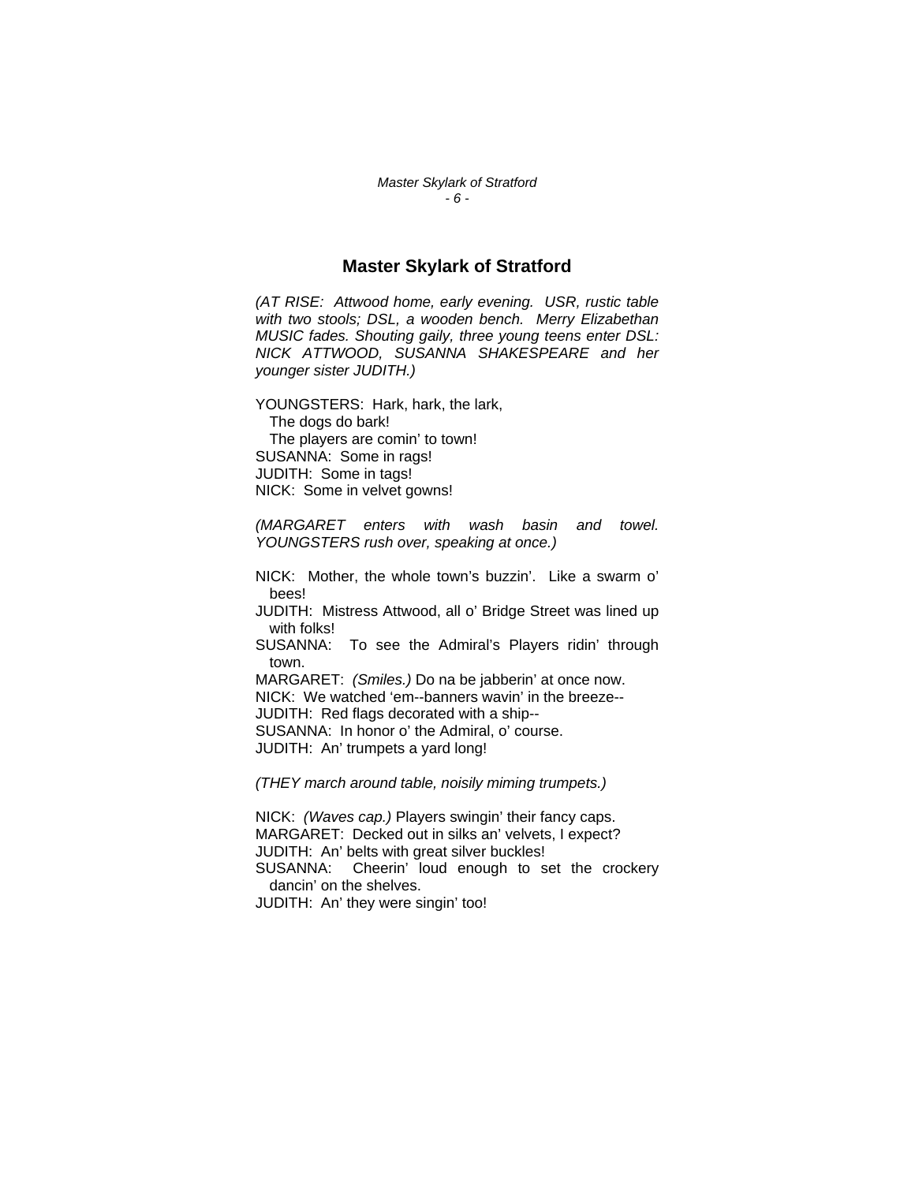## Master Skylark of Stratford

*(AT RISE: Attwood home, early evening. USR, rustic table with two stools; DSL, a wooden bench. Merry Elizabethan MUSIC fades. Shouting gaily, three young teens enter DSL: NICK ATTWOOD, SUSANNA SHAKESPEARE and her younger sister JUDITH.)*

YOUNGSTERS: Hark, hark, the lark,
The dogs do bark!
The players are comin' to town!
SUSANNA: Some in rags!
JUDITH: Some in tags!
NICK: Some in velvet gowns!

*(MARGARET enters with wash basin and towel. YOUNGSTERS rush over, speaking at once.)*

NICK: Mother, the whole town's buzzin'. Like a swarm o' bees!
JUDITH: Mistress Attwood, all o' Bridge Street was lined up with folks!
SUSANNA: To see the Admiral's Players ridin' through town.
MARGARET: *(Smiles.)* Do na be jabberin' at once now.
NICK: We watched 'em--banners wavin' in the breeze--
JUDITH: Red flags decorated with a ship--
SUSANNA: In honor o' the Admiral, o' course.
JUDITH: An' trumpets a yard long!

*(THEY march around table, noisily miming trumpets.)*

NICK: *(Waves cap.)* Players swingin' their fancy caps.
MARGARET: Decked out in silks an' velvets, I expect?
JUDITH: An' belts with great silver buckles!
SUSANNA: Cheerin' loud enough to set the crockery dancin' on the shelves.
JUDITH: An' they were singin' too!